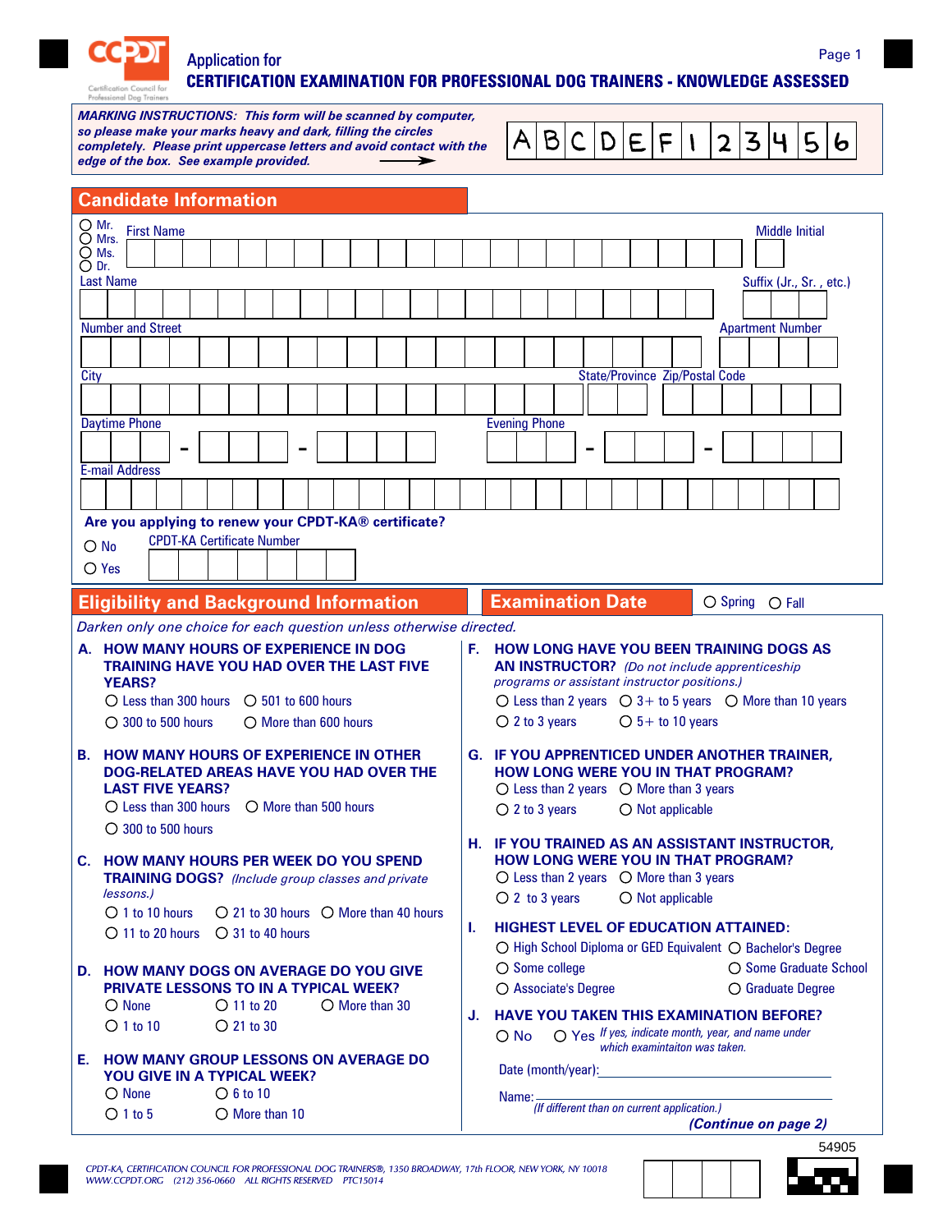# Application for
## CERTIFICATION EXAMINATION FOR PROFESSIONAL DOG TRAINERS - KNOWLEDGE ASSESSED

***MARKING INSTRUCTIONS:** This form will be scanned by computer, so please make your marks heavy and dark, filling the circles completely. Please print uppercase letters and avoid contact with the edge of the box. See example provided.*

A B C D E F 1 2 3 4 5 6

## Candidate Information

○ Mr. ○ Mrs. ○ Ms. ○ Dr.

First Name

Middle Initial

Last Name

Suffix (Jr., Sr. , etc.)

Number and Street

Apartment Number

City

State/Province

Zip/Postal Code

Daytime Phone

Evening Phone

E-mail Address

**Are you applying to renew your CPDT-KA® certificate?**

○ No
○ Yes

CPDT-KA Certificate Number

## Eligibility and Background Information

## Examination Date

○ Spring ○ Fall

*Darken only one choice for each question unless otherwise directed.*

**A. HOW MANY HOURS OF EXPERIENCE IN DOG TRAINING HAVE YOU HAD OVER THE LAST FIVE YEARS?**

- ○ Less than 300 hours
- ○ 300 to 500 hours
- ○ 501 to 600 hours
- ○ More than 600 hours

**B. HOW MANY HOURS OF EXPERIENCE IN OTHER DOG-RELATED AREAS HAVE YOU HAD OVER THE LAST FIVE YEARS?**

- ○ Less than 300 hours
- ○ 300 to 500 hours
- ○ More than 500 hours

**C. HOW MANY HOURS PER WEEK DO YOU SPEND TRAINING DOGS?** *(Include group classes and private lessons.)*

- ○ 1 to 10 hours
- ○ 11 to 20 hours
- ○ 21 to 30 hours
- ○ 31 to 40 hours
- ○ More than 40 hours

**D. HOW MANY DOGS ON AVERAGE DO YOU GIVE PRIVATE LESSONS TO IN A TYPICAL WEEK?**

- ○ None
- ○ 1 to 10
- ○ 11 to 20
- ○ 21 to 30
- ○ More than 30

**E. HOW MANY GROUP LESSONS ON AVERAGE DO YOU GIVE IN A TYPICAL WEEK?**

- ○ None
- ○ 1 to 5
- ○ 6 to 10
- ○ More than 10

**F. HOW LONG HAVE YOU BEEN TRAINING DOGS AS AN INSTRUCTOR?** *(Do not include apprenticeship programs or assistant instructor positions.)*

- ○ Less than 2 years
- ○ 2 to 3 years
- ○ 3+ to 5 years
- ○ 5+ to 10 years
- ○ More than 10 years

**G. IF YOU APPRENTICED UNDER ANOTHER TRAINER, HOW LONG WERE YOU IN THAT PROGRAM?**

- ○ Less than 2 years
- ○ 2 to 3 years
- ○ More than 3 years
- ○ Not applicable

**H. IF YOU TRAINED AS AN ASSISTANT INSTRUCTOR, HOW LONG WERE YOU IN THAT PROGRAM?**

- ○ Less than 2 years
- ○ 2 to 3 years
- ○ More than 3 years
- ○ Not applicable

**I. HIGHEST LEVEL OF EDUCATION ATTAINED:**

- ○ High School Diploma or GED Equivalent
- ○ Some college
- ○ Associate's Degree
- ○ Bachelor's Degree
- ○ Some Graduate School
- ○ Graduate Degree

**J. HAVE YOU TAKEN THIS EXAMINATION BEFORE?**

○ No ○ Yes *If yes, indicate month, year, and name under which examintaiton was taken.*

Date (month/year): ______________________

Name: ______________________
*(If different than on current application.)*

***(Continue on page 2)***

54905

*CPDT-KA, CERTIFICATION COUNCIL FOR PROFESSIONAL DOG TRAINERS®, 1350 BROADWAY, 17th FLOOR, NEW YORK, NY 10018*
*WWW.CCPDT.ORG (212) 356-0660 ALL RIGHTS RESERVED PTC15014*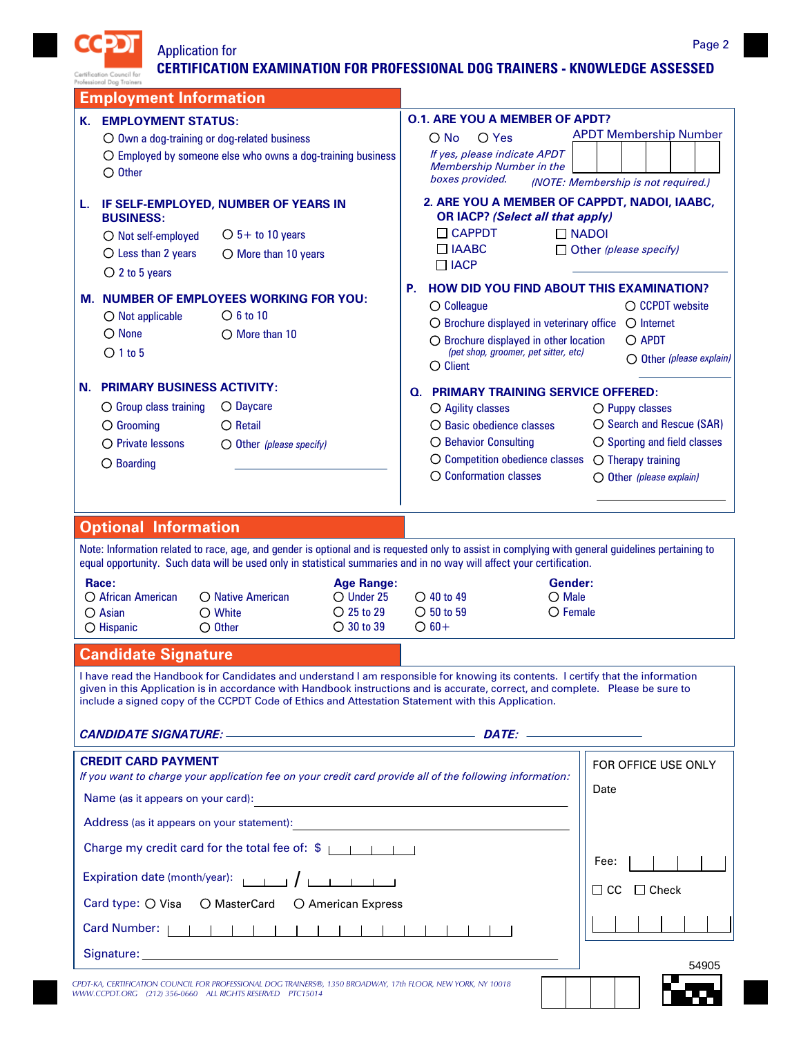## Application for
## CERTIFICATION EXAMINATION FOR PROFESSIONAL DOG TRAINERS - KNOWLEDGE ASSESSED

## Employment Information

**K. EMPLOYMENT STATUS:**

- ○ Own a dog-training or dog-related business
- ○ Employed by someone else who owns a dog-training business
- ○ Other

**L. IF SELF-EMPLOYED, NUMBER OF YEARS IN BUSINESS:**

- ○ Not self-employed
- ○ Less than 2 years
- ○ 2 to 5 years
- ○ 5+ to 10 years
- ○ More than 10 years

**M. NUMBER OF EMPLOYEES WORKING FOR YOU:**

- ○ Not applicable
- ○ None
- ○ 1 to 5
- ○ 6 to 10
- ○ More than 10

**N. PRIMARY BUSINESS ACTIVITY:**

- ○ Group class training
- ○ Grooming
- ○ Private lessons
- ○ Boarding
- ○ Daycare
- ○ Retail
- ○ Other *(please specify)* ______________

**O.1. ARE YOU A MEMBER OF APDT?**

○ No ○ Yes

*If yes, please indicate APDT Membership Number in the boxes provided.*

APDT Membership Number: ☐☐☐☐☐☐

*(NOTE: Membership is not required.)*

**2. ARE YOU A MEMBER OF CAPPDT, NADOI, IAABC, OR IACP? *(Select all that apply)***

- ☐ CAPPDT
- ☐ IAABC
- ☐ IACP
- ☐ NADOI
- ☐ Other *(please specify)* ______________

**P. HOW DID YOU FIND ABOUT THIS EXAMINATION?**

- ○ Colleague
- ○ Brochure displayed in veterinary office
- ○ Brochure displayed in other location *(pet shop, groomer, pet sitter, etc)*
- ○ Client
- ○ CCPDT website
- ○ Internet
- ○ APDT
- ○ Other *(please explain)* ______________

**Q. PRIMARY TRAINING SERVICE OFFERED:**

- ○ Agility classes
- ○ Basic obedience classes
- ○ Behavior Consulting
- ○ Competition obedience classes
- ○ Conformation classes
- ○ Puppy classes
- ○ Search and Rescue (SAR)
- ○ Sporting and field classes
- ○ Therapy training
- ○ Other *(please explain)* ______________

## Optional Information

Note: Information related to race, age, and gender is optional and is requested only to assist in complying with general guidelines pertaining to equal opportunity. Such data will be used only in statistical summaries and in no way will affect your certification.

**Race:**

- ○ African American
- ○ Asian
- ○ Hispanic
- ○ Native American
- ○ White
- ○ Other

**Age Range:**

- ○ Under 25
- ○ 25 to 29
- ○ 30 to 39
- ○ 40 to 49
- ○ 50 to 59
- ○ 60+

**Gender:**

- ○ Male
- ○ Female

## Candidate Signature

I have read the Handbook for Candidates and understand I am responsible for knowing its contents. I certify that the information given in this Application is in accordance with Handbook instructions and is accurate, correct, and complete. Please be sure to include a signed copy of the CCPDT Code of Ethics and Attestation Statement with this Application.

***CANDIDATE SIGNATURE:*** ______________________________ ***DATE:*** ______________

**CREDIT CARD PAYMENT**

*If you want to charge your application fee on your credit card provide all of the following information:*

Name (as it appears on your card): ______________________________

Address (as it appears on your statement): ______________________________

Charge my credit card for the total fee of: $ ☐☐☐☐

Expiration date (month/year): ☐☐ / ☐☐☐☐

Card type: ○ Visa ○ MasterCard ○ American Express

Card Number: ☐☐☐☐☐☐☐☐☐☐☐☐☐☐☐☐

Signature: ______________________________

**FOR OFFICE USE ONLY**

Date

Fee: ☐☐☐☐

☐ CC ☐ Check

☐☐☐☐☐☐

54905

CPDT-KA, CERTIFICATION COUNCIL FOR PROFESSIONAL DOG TRAINERS®, 1350 BROADWAY, 17th FLOOR, NEW YORK, NY 10018
WWW.CCPDT.ORG (212) 356-0660 ALL RIGHTS RESERVED PTC15014